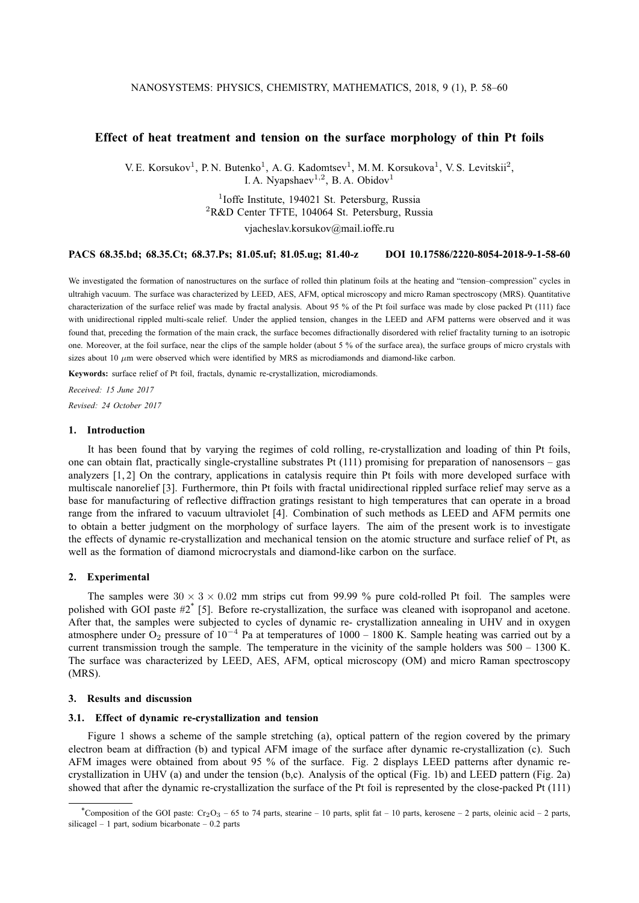# Effect of heat treatment and tension on the surface morphology of thin Pt foils

V. E. Korsukov[1], P. N. Butenko[1], A. G. Kadomtsev[1], M. M. Korsukova[1], V. S. Levitskii[2], I. A. Nyapshaev[1,2], B. A. Obidov[1]

[1]Ioffe Institute, 194021 St. Petersburg, Russia
[2]R&D Center TFTE, 104064 St. Petersburg, Russia

vjacheslav.korsukov@mail.ioffe.ru

**PACS 68.35.bd; 68.35.Ct; 68.37.Ps; 81.05.uf; 81.05.ug; 81.40-z** **DOI 10.17586/2220-8054-2018-9-1-58-60**

We investigated the formation of nanostructures on the surface of rolled thin platinum foils at the heating and "tension–compression" cycles in ultrahigh vacuum. The surface was characterized by LEED, AES, AFM, optical microscopy and micro Raman spectroscopy (MRS). Quantitative characterization of the surface relief was made by fractal analysis. About 95 % of the Pt foil surface was made by close packed Pt (111) face with unidirectional rippled multi-scale relief. Under the applied tension, changes in the LEED and AFM patterns were observed and it was found that, preceding the formation of the main crack, the surface becomes difractionally disordered with relief fractality turning to an isotropic one. Moreover, at the foil surface, near the clips of the sample holder (about 5 % of the surface area), the surface groups of micro crystals with sizes about 10 $\mu$m were observed which were identified by MRS as microdiamonds and diamond-like carbon.

**Keywords:** surface relief of Pt foil, fractals, dynamic re-crystallization, microdiamonds.

*Received: 15 June 2017*

*Revised: 24 October 2017*

## 1. Introduction

It has been found that by varying the regimes of cold rolling, re-crystallization and loading of thin Pt foils, one can obtain flat, practically single-crystalline substrates Pt (111) promising for preparation of nanosensors – gas analyzers [1, 2] On the contrary, applications in catalysis require thin Pt foils with more developed surface with multiscale nanorelief [3]. Furthermore, thin Pt foils with fractal unidirectional rippled surface relief may serve as a base for manufacturing of reflective diffraction gratings resistant to high temperatures that can operate in a broad range from the infrared to vacuum ultraviolet [4]. Combination of such methods as LEED and AFM permits one to obtain a better judgment on the morphology of surface layers. The aim of the present work is to investigate the effects of dynamic re-crystallization and mechanical tension on the atomic structure and surface relief of Pt, as well as the formation of diamond microcrystals and diamond-like carbon on the surface.

## 2. Experimental

The samples were $30 \times 3 \times 0.02$ mm strips cut from 99.99 % pure cold-rolled Pt foil. The samples were polished with GOI paste #2* [5]. Before re-crystallization, the surface was cleaned with isopropanol and acetone. After that, the samples were subjected to cycles of dynamic re- crystallization annealing in UHV and in oxygen atmosphere under $O_2$ pressure of $10^{-4}$ Pa at temperatures of 1000 – 1800 K. Sample heating was carried out by a current transmission trough the sample. The temperature in the vicinity of the sample holders was 500 – 1300 K. The surface was characterized by LEED, AES, AFM, optical microscopy (OM) and micro Raman spectroscopy (MRS).

## 3. Results and discussion

### 3.1. Effect of dynamic re-crystallization and tension

Figure 1 shows a scheme of the sample stretching (a), optical pattern of the region covered by the primary electron beam at diffraction (b) and typical AFM image of the surface after dynamic re-crystallization (c). Such AFM images were obtained from about 95 % of the surface. Fig. 2 displays LEED patterns after dynamic re-crystallization in UHV (a) and under the tension (b,c). Analysis of the optical (Fig. 1b) and LEED pattern (Fig. 2a) showed that after the dynamic re-crystallization the surface of the Pt foil is represented by the close-packed Pt (111)

*Composition of the GOI paste: $Cr_2O_3$ – 65 to 74 parts, stearine – 10 parts, split fat – 10 parts, kerosene – 2 parts, oleinic acid – 2 parts, silicagel – 1 part, sodium bicarbonate – 0.2 parts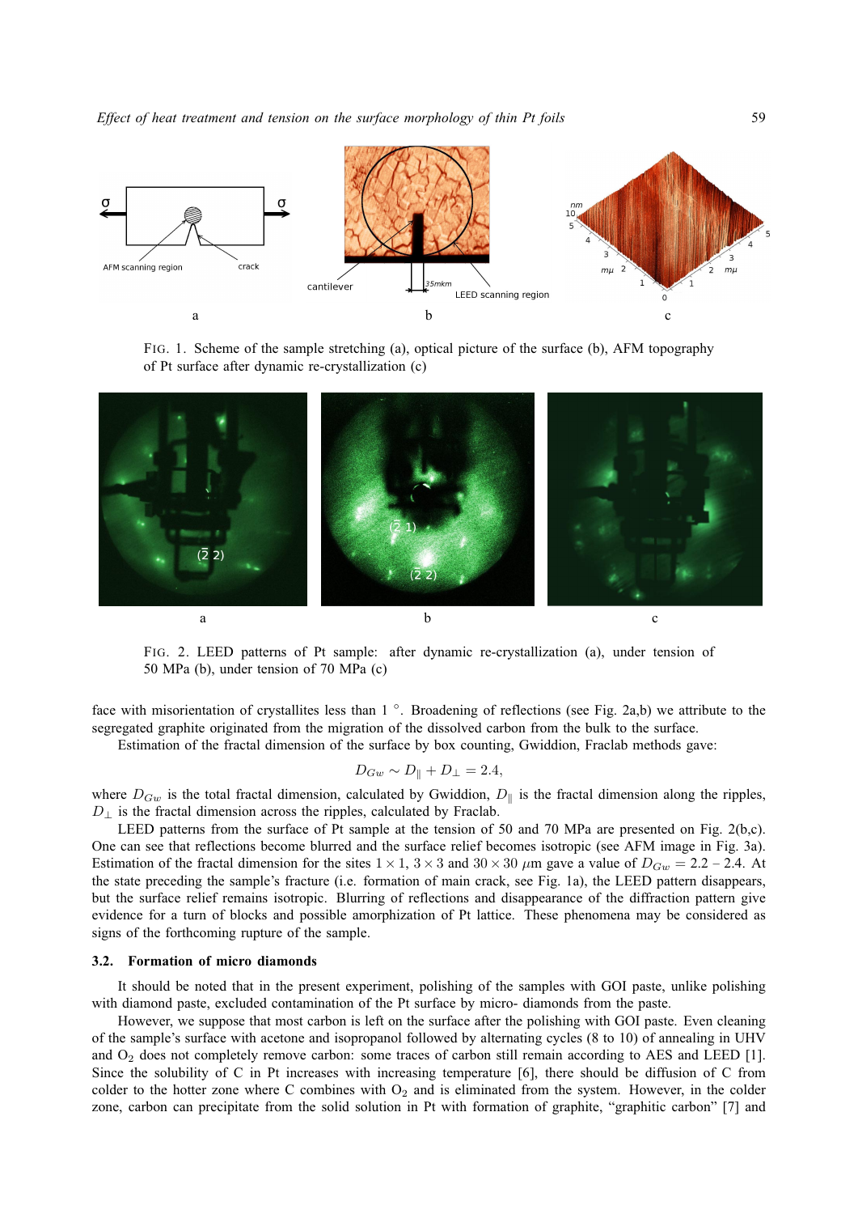FIG. 1. Scheme of the sample stretching (a), optical picture of the surface (b), AFM topography of Pt surface after dynamic re-crystallization (c)

FIG. 2. LEED patterns of Pt sample: after dynamic re-crystallization (a), under tension of 50 MPa (b), under tension of 70 MPa (c)

face with misorientation of crystallites less than 1 °. Broadening of reflections (see Fig. 2a,b) we attribute to the segregated graphite originated from the migration of the dissolved carbon from the bulk to the surface.

Estimation of the fractal dimension of the surface by box counting, Gwiddion, Fraclab methods gave:

$$D_{Gw} \sim D_{\parallel} + D_{\perp} = 2.4,$$

where $D_{Gw}$ is the total fractal dimension, calculated by Gwiddion, $D_{\parallel}$ is the fractal dimension along the ripples, $D_{\perp}$ is the fractal dimension across the ripples, calculated by Fraclab.

LEED patterns from the surface of Pt sample at the tension of 50 and 70 MPa are presented on Fig. 2(b,c). One can see that reflections become blurred and the surface relief becomes isotropic (see AFM image in Fig. 3a). Estimation of the fractal dimension for the sites $1 \times 1$, $3 \times 3$ and $30 \times 30$ $\mu$m gave a value of $D_{Gw} = 2.2 - 2.4$. At the state preceding the sample's fracture (i.e. formation of main crack, see Fig. 1a), the LEED pattern disappears, but the surface relief remains isotropic. Blurring of reflections and disappearance of the diffraction pattern give evidence for a turn of blocks and possible amorphization of Pt lattice. These phenomena may be considered as signs of the forthcoming rupture of the sample.

### 3.2. Formation of micro diamonds

It should be noted that in the present experiment, polishing of the samples with GOI paste, unlike polishing with diamond paste, excluded contamination of the Pt surface by micro- diamonds from the paste.

However, we suppose that most carbon is left on the surface after the polishing with GOI paste. Even cleaning of the sample's surface with acetone and isopropanol followed by alternating cycles (8 to 10) of annealing in UHV and $O_2$ does not completely remove carbon: some traces of carbon still remain according to AES and LEED [1]. Since the solubility of C in Pt increases with increasing temperature [6], there should be diffusion of C from colder to the hotter zone where C combines with $O_2$ and is eliminated from the system. However, in the colder zone, carbon can precipitate from the solid solution in Pt with formation of graphite, "graphitic carbon" [7] and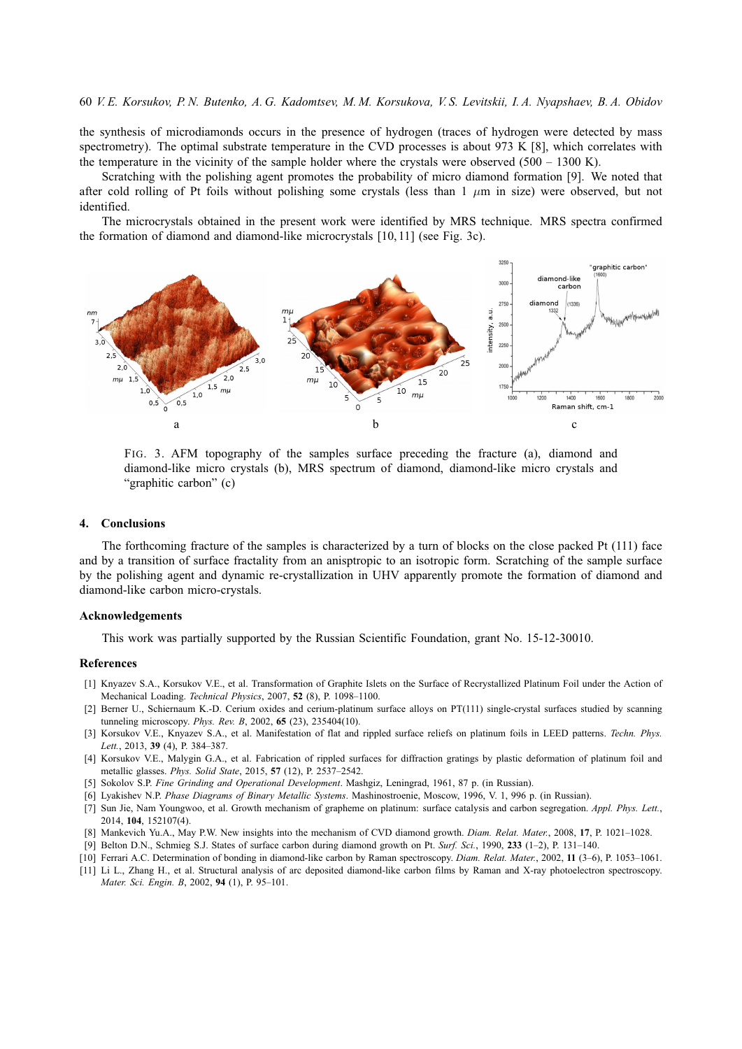the synthesis of microdiamonds occurs in the presence of hydrogen (traces of hydrogen were detected by mass spectrometry). The optimal substrate temperature in the CVD processes is about 973 K [8], which correlates with the temperature in the vicinity of the sample holder where the crystals were observed (500 – 1300 K).

Scratching with the polishing agent promotes the probability of micro diamond formation [9]. We noted that after cold rolling of Pt foils without polishing some crystals (less than 1 $\mu$m in size) were observed, but not identified.

The microcrystals obtained in the present work were identified by MRS technique. MRS spectra confirmed the formation of diamond and diamond-like microcrystals [10, 11] (see Fig. 3c).

nm
7
3,0
2,5
2,0
mμ 1,5
1,0
0,5
0
0,5
1,0
1,5
mμ
2,0
2,5
3,0

a

mμ
1
25
20
15
mμ
10
5
0
5
10
mμ
15
20
25

b

3250
3000
2750
2500
2250
2000
1750
intensity, a.u.
"graphitic carbon"
(1600)
diamond-like carbon
diamond
1332
(1336)
1000
1200
1400
1600
1800
2000
Raman shift, cm-1

c

FIG. 3. AFM topography of the samples surface preceding the fracture (a), diamond and diamond-like micro crystals (b), MRS spectrum of diamond, diamond-like micro crystals and "graphitic carbon" (c)

## 4. Conclusions

The forthcoming fracture of the samples is characterized by a turn of blocks on the close packed Pt (111) face and by a transition of surface fractality from an anisptropic to an isotropic form. Scratching of the sample surface by the polishing agent and dynamic re-crystallization in UHV apparently promote the formation of diamond and diamond-like carbon micro-crystals.

### Acknowledgements

This work was partially supported by the Russian Scientific Foundation, grant No. 15-12-30010.

### References

[1] Knyazev S.A., Korsukov V.E., et al. Transformation of Graphite Islets on the Surface of Recrystallized Platinum Foil under the Action of Mechanical Loading. *Technical Physics*, 2007, **52** (8), P. 1098–1100.

[2] Berner U., Schiernaum K.-D. Cerium oxides and cerium-platinum surface alloys on PT(111) single-crystal surfaces studied by scanning tunneling microscopy. *Phys. Rev. B*, 2002, **65** (23), 235404(10).

[3] Korsukov V.E., Knyazev S.A., et al. Manifestation of flat and rippled surface reliefs on platinum foils in LEED patterns. *Techn. Phys. Lett.*, 2013, **39** (4), P. 384–387.

[4] Korsukov V.E., Malygin G.A., et al. Fabrication of rippled surfaces for diffraction gratings by plastic deformation of platinum foil and metallic glasses. *Phys. Solid State*, 2015, **57** (12), P. 2537–2542.

[5] Sokolov S.P. *Fine Grinding and Operational Development*. Mashgiz, Leningrad, 1961, 87 p. (in Russian).

[6] Lyakishev N.P. *Phase Diagrams of Binary Metallic Systems*. Mashinostroenie, Moscow, 1996, V. 1, 996 p. (in Russian).

[7] Sun Jie, Nam Youngwoo, et al. Growth mechanism of grapheme on platinum: surface catalysis and carbon segregation. *Appl. Phys. Lett.*, 2014, **104**, 152107(4).

[8] Mankevich Yu.A., May P.W. New insights into the mechanism of CVD diamond growth. *Diam. Relat. Mater.*, 2008, **17**, P. 1021–1028.

[9] Belton D.N., Schmieg S.J. States of surface carbon during diamond growth on Pt. *Surf. Sci.*, 1990, **233** (1–2), P. 131–140.

[10] Ferrari A.C. Determination of bonding in diamond-like carbon by Raman spectroscopy. *Diam. Relat. Mater.*, 2002, **11** (3–6), P. 1053–1061.

[11] Li L., Zhang H., et al. Structural analysis of arc deposited diamond-like carbon films by Raman and X-ray photoelectron spectroscopy. *Mater. Sci. Engin. B*, 2002, **94** (1), P. 95–101.